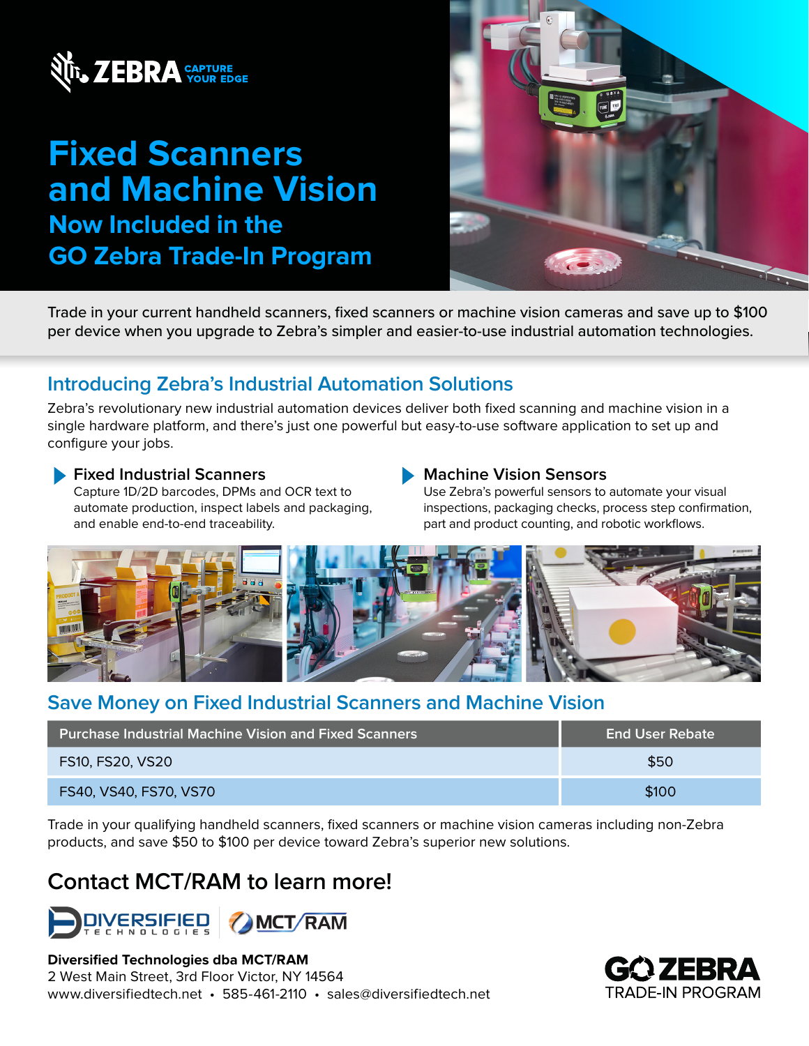ZEBRA CAPTURE YOUR EDGE

# Fixed Scanners and Machine Vision

## Now Included in the GO Zebra Trade-In Program

Trade in your current handheld scanners, fixed scanners or machine vision cameras and save up to $100 per device when you upgrade to Zebra's simpler and easier-to-use industrial automation technologies.

## Introducing Zebra's Industrial Automation Solutions

Zebra's revolutionary new industrial automation devices deliver both fixed scanning and machine vision in a single hardware platform, and there's just one powerful but easy-to-use software application to set up and configure your jobs.

### Fixed Industrial Scanners

Capture 1D/2D barcodes, DPMs and OCR text to automate production, inspect labels and packaging, and enable end-to-end traceability.

### Machine Vision Sensors

Use Zebra's powerful sensors to automate your visual inspections, packaging checks, process step confirmation, part and product counting, and robotic workflows.

## Save Money on Fixed Industrial Scanners and Machine Vision

| Purchase Industrial Machine Vision and Fixed Scanners | End User Rebate |
| --- | --- |
| FS10, FS20, VS20 | $50 |
| FS40, VS40, FS70, VS70 | $100 |

Trade in your qualifying handheld scanners, fixed scanners or machine vision cameras including non-Zebra products, and save $50 to $100 per device toward Zebra's superior new solutions.

## Contact MCT/RAM to learn more!

DIVERSIFIED TECHNOLOGIES | MCT/RAM

**Diversified Technologies dba MCT/RAM**
2 West Main Street, 3rd Floor Victor, NY 14564
www.diversifiedtech.net • 585-461-2110 • sales@diversifiedtech.net

GO ZEBRA TRADE-IN PROGRAM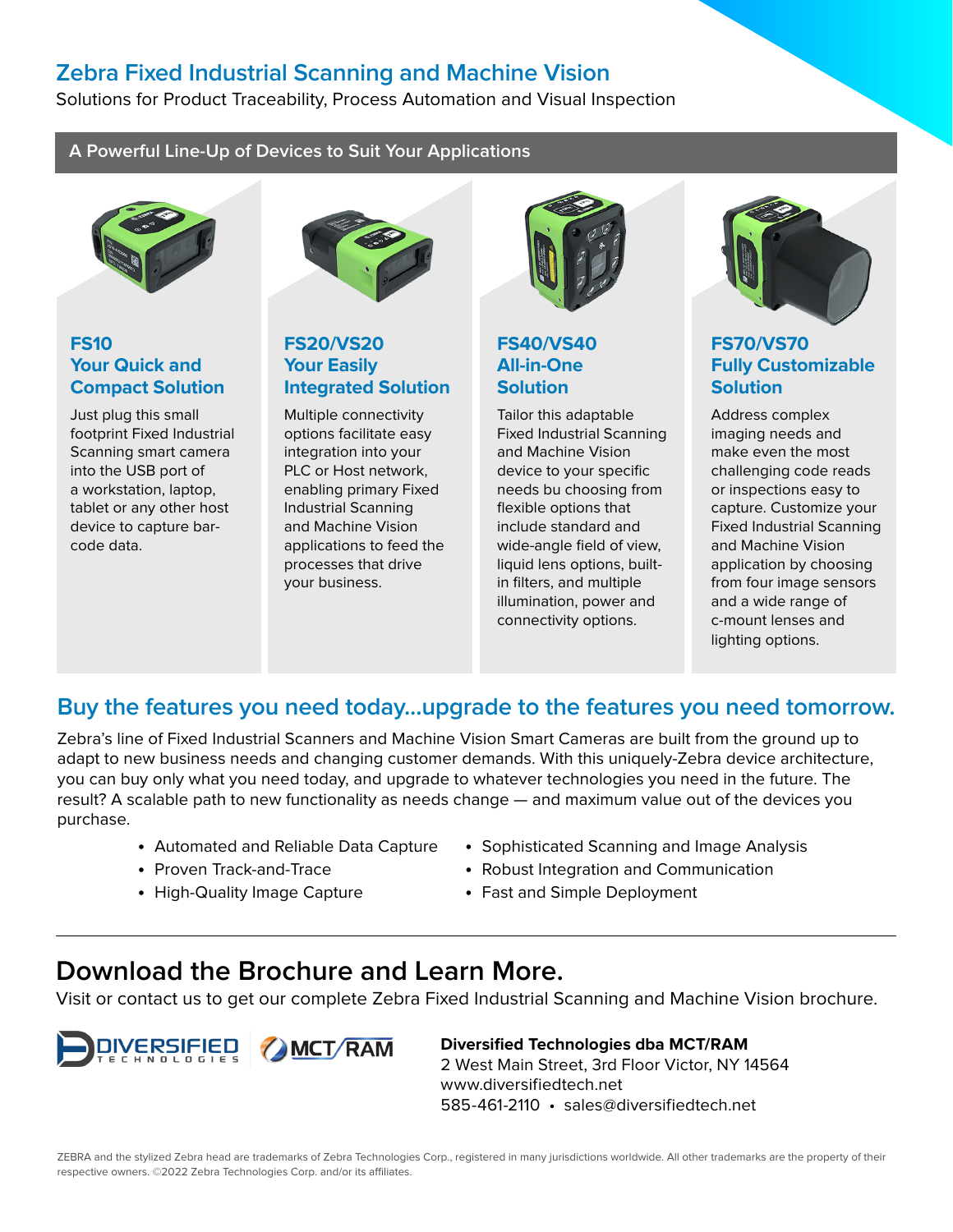# Zebra Fixed Industrial Scanning and Machine Vision

Solutions for Product Traceability, Process Automation and Visual Inspection

## A Powerful Line-Up of Devices to Suit Your Applications

### FS10
### Your Quick and Compact Solution

Just plug this small footprint Fixed Industrial Scanning smart camera into the USB port of a workstation, laptop, tablet or any other host device to capture bar-code data.

### FS20/VS20
### Your Easily Integrated Solution

Multiple connectivity options facilitate easy integration into your PLC or Host network, enabling primary Fixed Industrial Scanning and Machine Vision applications to feed the processes that drive your business.

### FS40/VS40
### All-in-One Solution

Tailor this adaptable Fixed Industrial Scanning and Machine Vision device to your specific needs bu choosing from flexible options that include standard and wide-angle field of view, liquid lens options, built-in filters, and multiple illumination, power and connectivity options.

### FS70/VS70
### Fully Customizable Solution

Address complex imaging needs and make even the most challenging code reads or inspections easy to capture. Customize your Fixed Industrial Scanning and Machine Vision application by choosing from four image sensors and a wide range of c-mount lenses and lighting options.

## Buy the features you need today...upgrade to the features you need tomorrow.

Zebra's line of Fixed Industrial Scanners and Machine Vision Smart Cameras are built from the ground up to adapt to new business needs and changing customer demands. With this uniquely-Zebra device architecture, you can buy only what you need today, and upgrade to whatever technologies you need in the future. The result? A scalable path to new functionality as needs change — and maximum value out of the devices you purchase.

- Automated and Reliable Data Capture
- Proven Track-and-Trace
- High-Quality Image Capture
- Sophisticated Scanning and Image Analysis
- Robust Integration and Communication
- Fast and Simple Deployment

---

## Download the Brochure and Learn More.

Visit or contact us to get our complete Zebra Fixed Industrial Scanning and Machine Vision brochure.

DIVERSIFIED TECHNOLOGIES | MCT/RAM

**Diversified Technologies dba MCT/RAM**
2 West Main Street, 3rd Floor Victor, NY 14564
www.diversifiedtech.net
585-461-2110 • sales@diversifiedtech.net

ZEBRA and the stylized Zebra head are trademarks of Zebra Technologies Corp., registered in many jurisdictions worldwide. All other trademarks are the property of their respective owners. ©2022 Zebra Technologies Corp. and/or its affiliates.